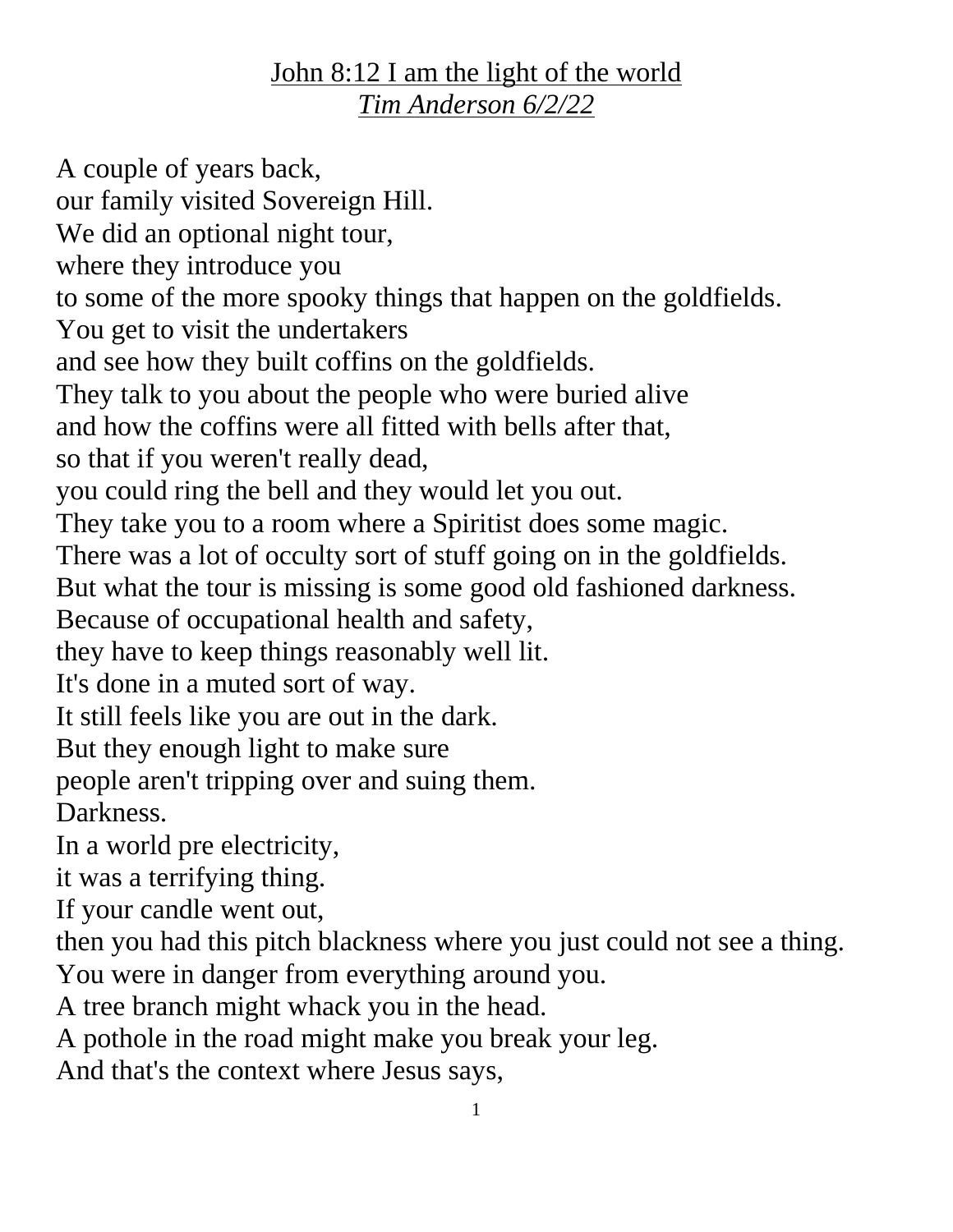<u>John 8:12 I am the light of the world</u>
<u>*Tim Anderson 6/2/22*</u>

A couple of years back,
our family visited Sovereign Hill.
We did an optional night tour,
where they introduce you
to some of the more spooky things that happen on the goldfields.
You get to visit the undertakers
and see how they built coffins on the goldfields.
They talk to you about the people who were buried alive
and how the coffins were all fitted with bells after that,
so that if you weren't really dead,
you could ring the bell and they would let you out.
They take you to a room where a Spiritist does some magic.
There was a lot of occulty sort of stuff going on in the goldfields.
But what the tour is missing is some good old fashioned darkness.
Because of occupational health and safety,
they have to keep things reasonably well lit.
It's done in a muted sort of way.
It still feels like you are out in the dark.
But they enough light to make sure
people aren't tripping over and suing them.
Darkness.
In a world pre electricity,
it was a terrifying thing.
If your candle went out,
then you had this pitch blackness where you just could not see a thing.
You were in danger from everything around you.
A tree branch might whack you in the head.
A pothole in the road might make you break your leg.
And that's the context where Jesus says,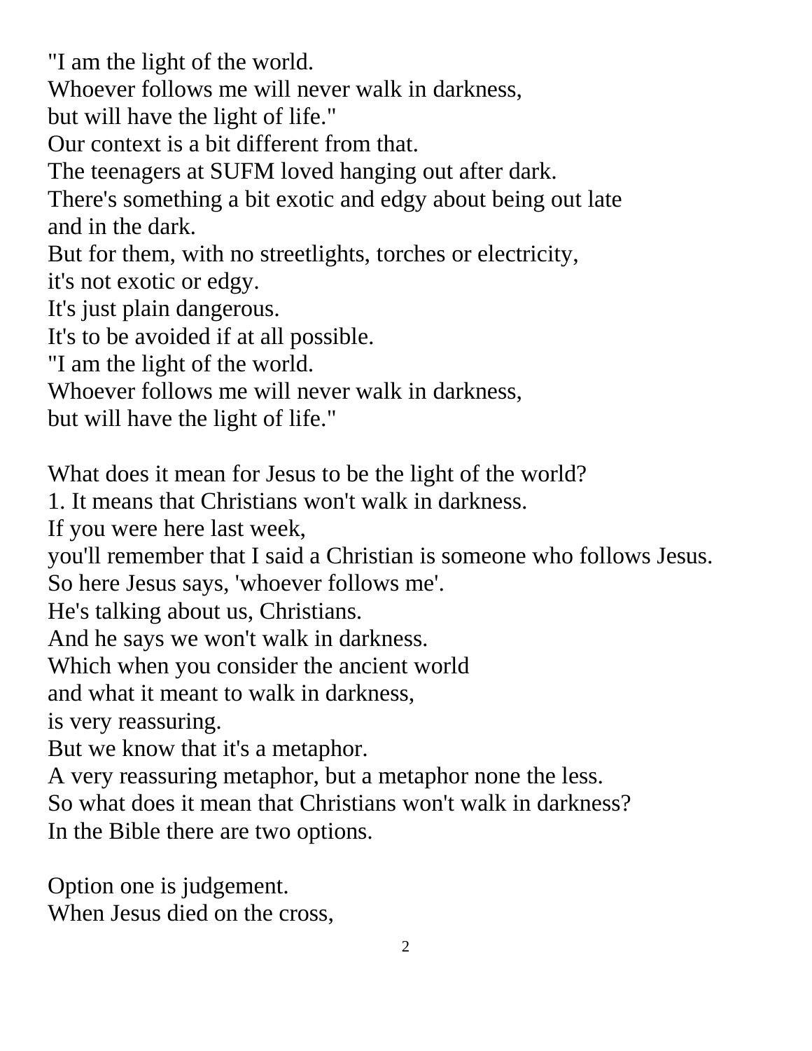"I am the light of the world.
Whoever follows me will never walk in darkness,
but will have the light of life."
Our context is a bit different from that.
The teenagers at SUFM loved hanging out after dark.
There's something a bit exotic and edgy about being out late
and in the dark.
But for them, with no streetlights, torches or electricity,
it's not exotic or edgy.
It's just plain dangerous.
It's to be avoided if at all possible.
"I am the light of the world.
Whoever follows me will never walk in darkness,
but will have the light of life."

What does it mean for Jesus to be the light of the world?
1. It means that Christians won't walk in darkness.
If you were here last week,
you'll remember that I said a Christian is someone who follows Jesus.
So here Jesus says, 'whoever follows me'.
He's talking about us, Christians.
And he says we won't walk in darkness.
Which when you consider the ancient world
and what it meant to walk in darkness,
is very reassuring.
But we know that it's a metaphor.
A very reassuring metaphor, but a metaphor none the less.
So what does it mean that Christians won't walk in darkness?
In the Bible there are two options.

Option one is judgement.
When Jesus died on the cross,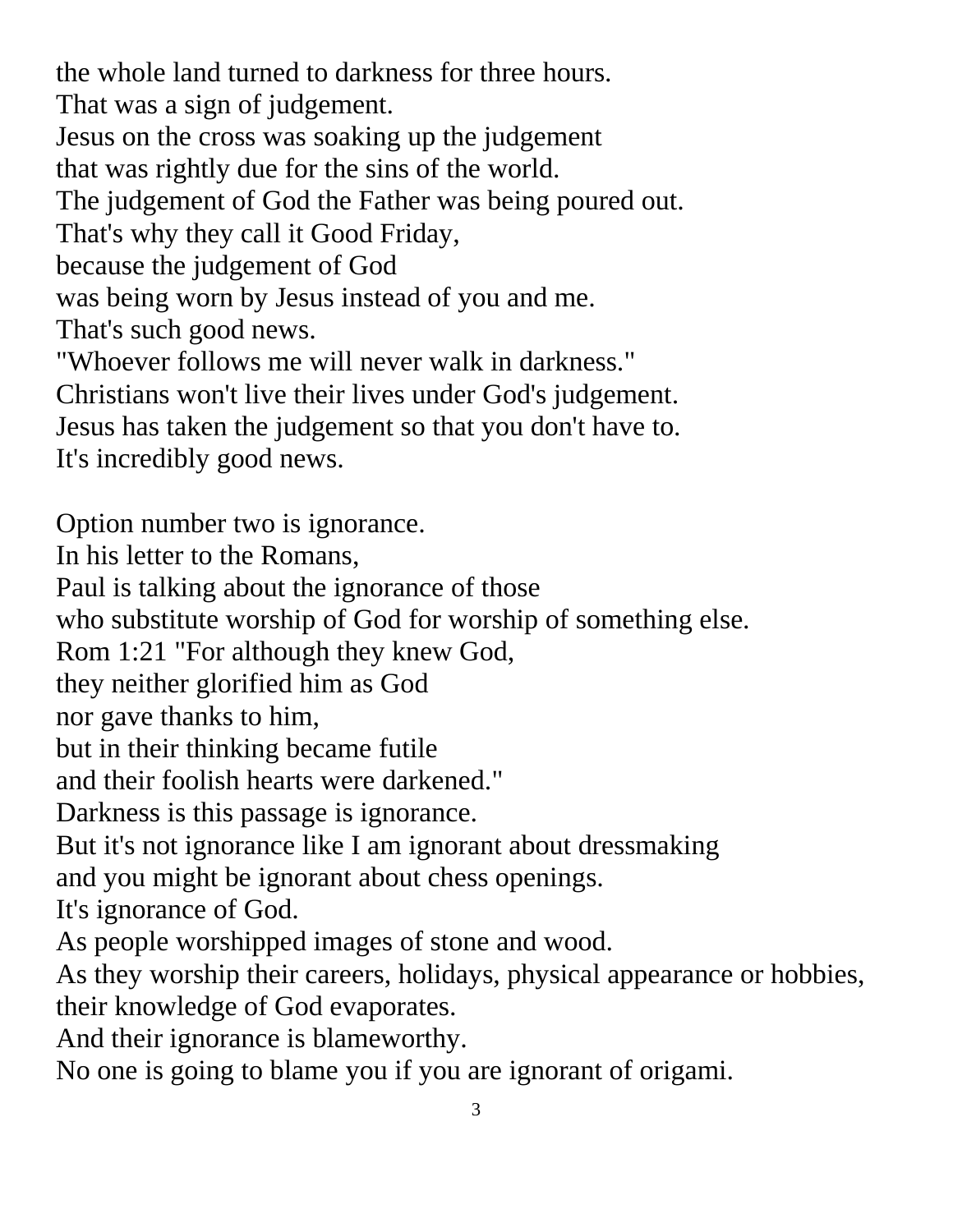the whole land turned to darkness for three hours.
That was a sign of judgement.
Jesus on the cross was soaking up the judgement
that was rightly due for the sins of the world.
The judgement of God the Father was being poured out.
That's why they call it Good Friday,
because the judgement of God
was being worn by Jesus instead of you and me.
That's such good news.
"Whoever follows me will never walk in darkness."
Christians won't live their lives under God's judgement.
Jesus has taken the judgement so that you don't have to.
It's incredibly good news.

Option number two is ignorance.
In his letter to the Romans,
Paul is talking about the ignorance of those
who substitute worship of God for worship of something else.
Rom 1:21 "For although they knew God,
they neither glorified him as God
nor gave thanks to him,
but in their thinking became futile
and their foolish hearts were darkened."
Darkness is this passage is ignorance.
But it's not ignorance like I am ignorant about dressmaking
and you might be ignorant about chess openings.
It's ignorance of God.
As people worshipped images of stone and wood.
As they worship their careers, holidays, physical appearance or hobbies,
their knowledge of God evaporates.
And their ignorance is blameworthy.
No one is going to blame you if you are ignorant of origami.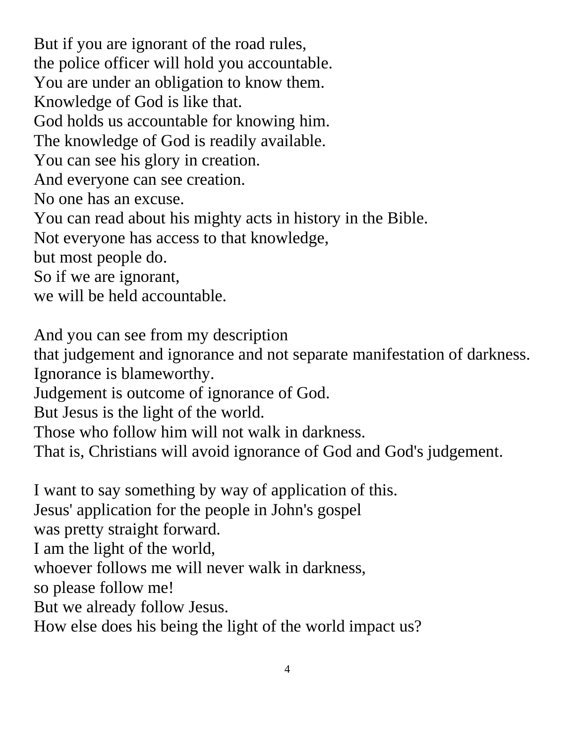But if you are ignorant of the road rules,
the police officer will hold you accountable.
You are under an obligation to know them.
Knowledge of God is like that.
God holds us accountable for knowing him.
The knowledge of God is readily available.
You can see his glory in creation.
And everyone can see creation.
No one has an excuse.
You can read about his mighty acts in history in the Bible.
Not everyone has access to that knowledge,
but most people do.
So if we are ignorant,
we will be held accountable.

And you can see from my description
that judgement and ignorance and not separate manifestation of darkness.
Ignorance is blameworthy.
Judgement is outcome of ignorance of God.
But Jesus is the light of the world.
Those who follow him will not walk in darkness.
That is, Christians will avoid ignorance of God and God's judgement.

I want to say something by way of application of this.
Jesus' application for the people in John's gospel
was pretty straight forward.
I am the light of the world,
whoever follows me will never walk in darkness,
so please follow me!
But we already follow Jesus.
How else does his being the light of the world impact us?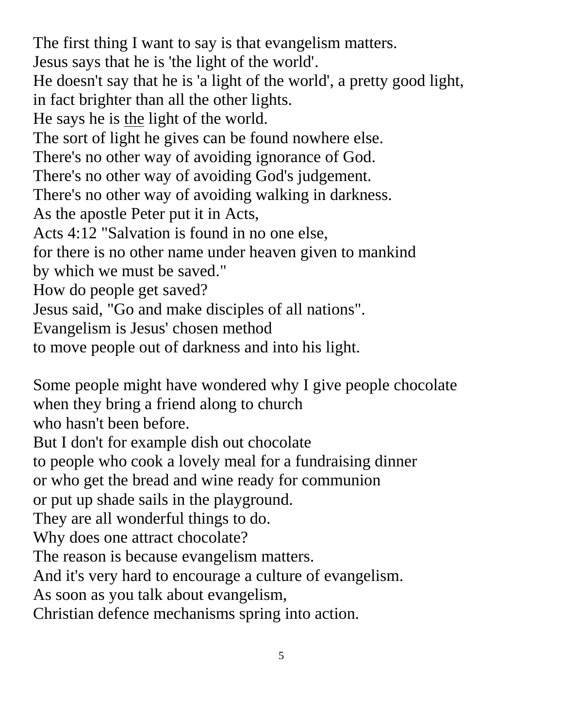The first thing I want to say is that evangelism matters.
Jesus says that he is 'the light of the world'.
He doesn't say that he is 'a light of the world', a pretty good light,
in fact brighter than all the other lights.
He says he is <u>the</u> light of the world.
The sort of light he gives can be found nowhere else.
There's no other way of avoiding ignorance of God.
There's no other way of avoiding God's judgement.
There's no other way of avoiding walking in darkness.
As the apostle Peter put it in Acts,
Acts 4:12 "Salvation is found in no one else,
for there is no other name under heaven given to mankind
by which we must be saved."
How do people get saved?
Jesus said, "Go and make disciples of all nations".
Evangelism is Jesus' chosen method
to move people out of darkness and into his light.

Some people might have wondered why I give people chocolate
when they bring a friend along to church
who hasn't been before.
But I don't for example dish out chocolate
to people who cook a lovely meal for a fundraising dinner
or who get the bread and wine ready for communion
or put up shade sails in the playground.
They are all wonderful things to do.
Why does one attract chocolate?
The reason is because evangelism matters.
And it's very hard to encourage a culture of evangelism.
As soon as you talk about evangelism,
Christian defence mechanisms spring into action.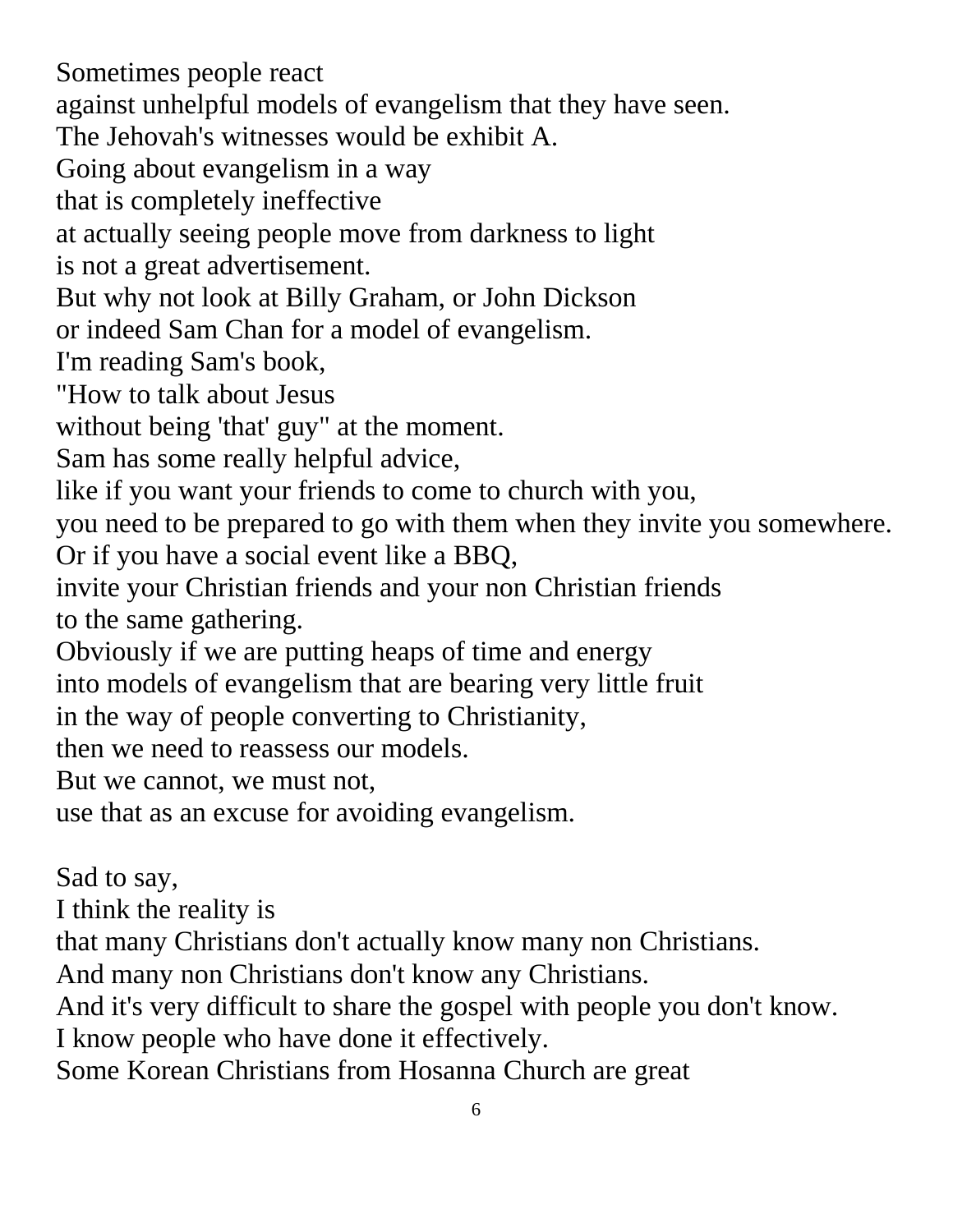Sometimes people react
against unhelpful models of evangelism that they have seen.
The Jehovah's witnesses would be exhibit A.
Going about evangelism in a way
that is completely ineffective
at actually seeing people move from darkness to light
is not a great advertisement.
But why not look at Billy Graham, or John Dickson
or indeed Sam Chan for a model of evangelism.
I'm reading Sam's book,
"How to talk about Jesus
without being 'that' guy" at the moment.
Sam has some really helpful advice,
like if you want your friends to come to church with you,
you need to be prepared to go with them when they invite you somewhere.
Or if you have a social event like a BBQ,
invite your Christian friends and your non Christian friends
to the same gathering.
Obviously if we are putting heaps of time and energy
into models of evangelism that are bearing very little fruit
in the way of people converting to Christianity,
then we need to reassess our models.
But we cannot, we must not,
use that as an excuse for avoiding evangelism.

Sad to say,
I think the reality is
that many Christians don't actually know many non Christians.
And many non Christians don't know any Christians.
And it's very difficult to share the gospel with people you don't know.
I know people who have done it effectively.
Some Korean Christians from Hosanna Church are great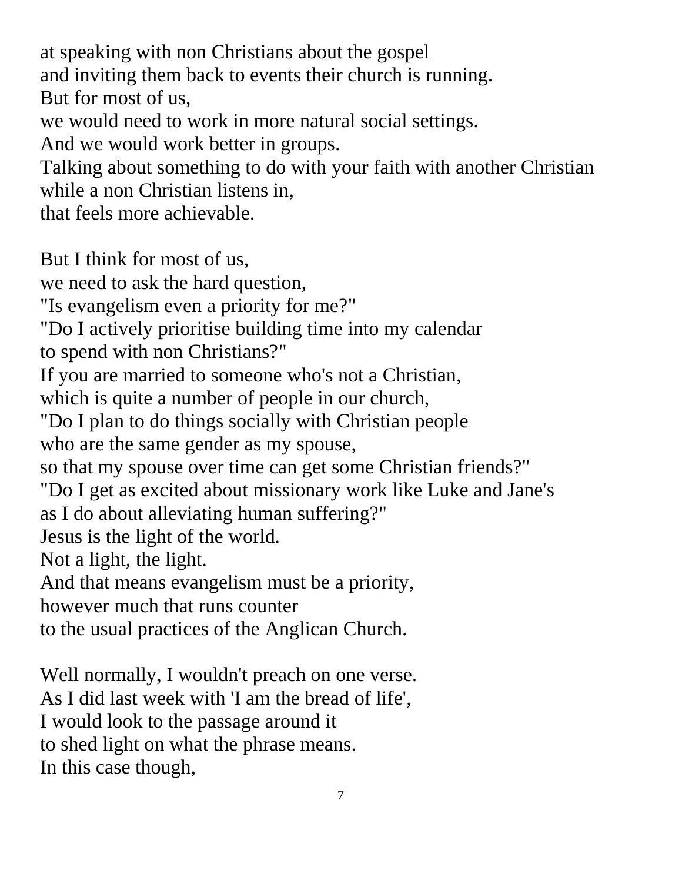at speaking with non Christians about the gospel
and inviting them back to events their church is running.
But for most of us,
we would need to work in more natural social settings.
And we would work better in groups.
Talking about something to do with your faith with another Christian
while a non Christian listens in,
that feels more achievable.

But I think for most of us,
we need to ask the hard question,
"Is evangelism even a priority for me?"
"Do I actively prioritise building time into my calendar
to spend with non Christians?"
If you are married to someone who's not a Christian,
which is quite a number of people in our church,
"Do I plan to do things socially with Christian people
who are the same gender as my spouse,
so that my spouse over time can get some Christian friends?"
"Do I get as excited about missionary work like Luke and Jane's
as I do about alleviating human suffering?"
Jesus is the light of the world.
Not a light, the light.
And that means evangelism must be a priority,
however much that runs counter
to the usual practices of the Anglican Church.

Well normally, I wouldn't preach on one verse.
As I did last week with 'I am the bread of life',
I would look to the passage around it
to shed light on what the phrase means.
In this case though,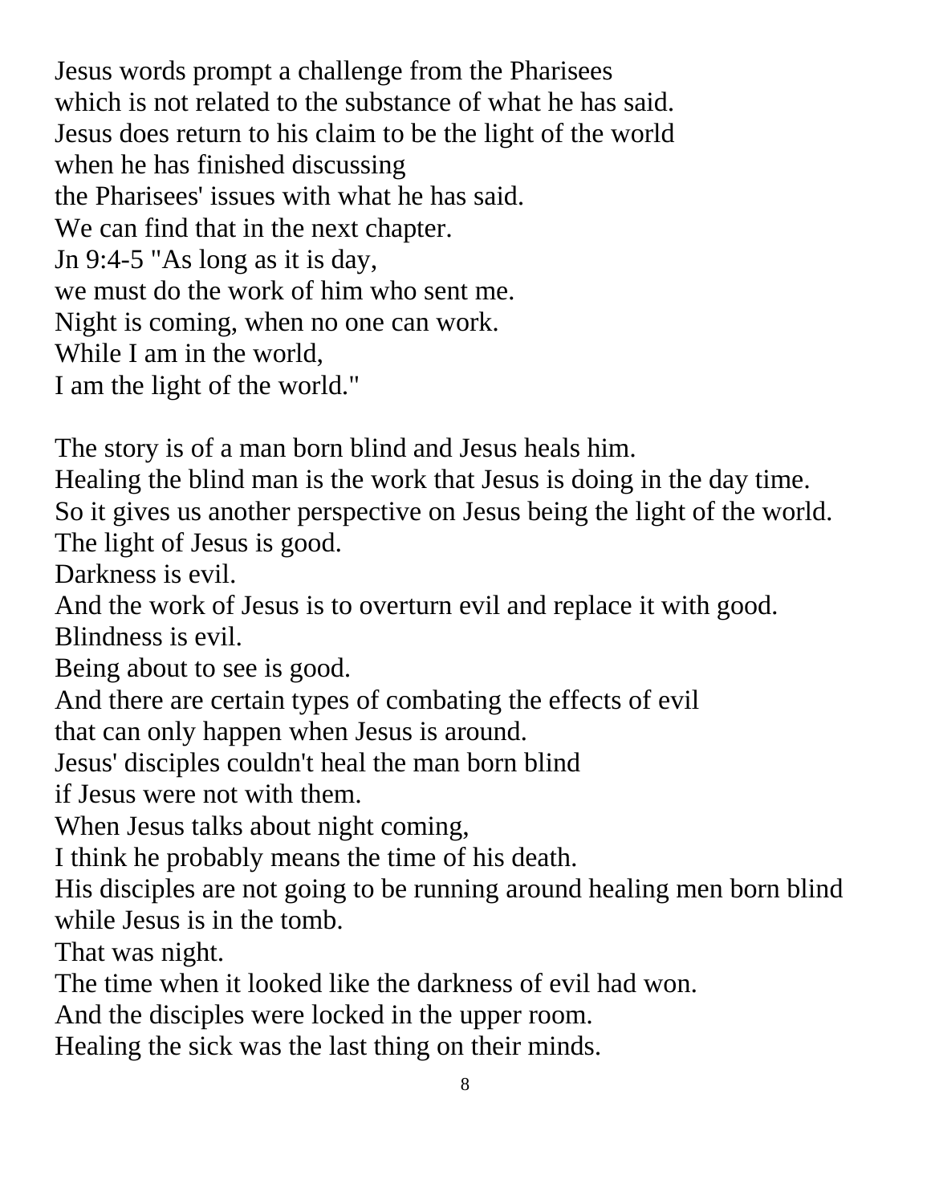Jesus words prompt a challenge from the Pharisees
which is not related to the substance of what he has said.
Jesus does return to his claim to be the light of the world
when he has finished discussing
the Pharisees' issues with what he has said.
We can find that in the next chapter.
Jn 9:4-5 "As long as it is day,
we must do the work of him who sent me.
Night is coming, when no one can work.
While I am in the world,
I am the light of the world."

The story is of a man born blind and Jesus heals him.
Healing the blind man is the work that Jesus is doing in the day time.
So it gives us another perspective on Jesus being the light of the world.
The light of Jesus is good.
Darkness is evil.
And the work of Jesus is to overturn evil and replace it with good.
Blindness is evil.
Being about to see is good.
And there are certain types of combating the effects of evil
that can only happen when Jesus is around.
Jesus' disciples couldn't heal the man born blind
if Jesus were not with them.
When Jesus talks about night coming,
I think he probably means the time of his death.
His disciples are not going to be running around healing men born blind
while Jesus is in the tomb.
That was night.
The time when it looked like the darkness of evil had won.
And the disciples were locked in the upper room.
Healing the sick was the last thing on their minds.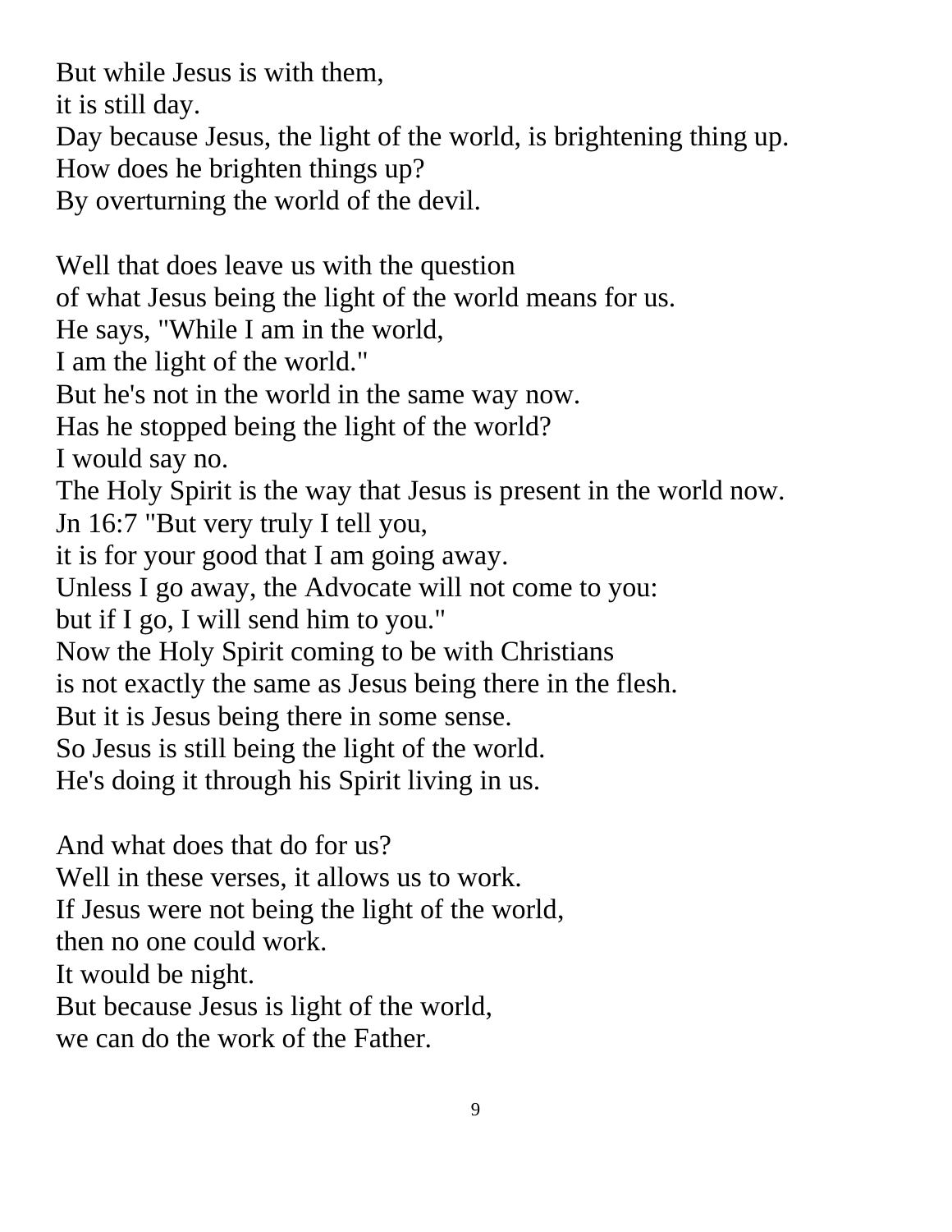But while Jesus is with them,
it is still day.
Day because Jesus, the light of the world, is brightening thing up.
How does he brighten things up?
By overturning the world of the devil.

Well that does leave us with the question
of what Jesus being the light of the world means for us.
He says, "While I am in the world,
I am the light of the world."
But he's not in the world in the same way now.
Has he stopped being the light of the world?
I would say no.
The Holy Spirit is the way that Jesus is present in the world now.
Jn 16:7 "But very truly I tell you,
it is for your good that I am going away.
Unless I go away, the Advocate will not come to you:
but if I go, I will send him to you."
Now the Holy Spirit coming to be with Christians
is not exactly the same as Jesus being there in the flesh.
But it is Jesus being there in some sense.
So Jesus is still being the light of the world.
He's doing it through his Spirit living in us.

And what does that do for us?
Well in these verses, it allows us to work.
If Jesus were not being the light of the world,
then no one could work.
It would be night.
But because Jesus is light of the world,
we can do the work of the Father.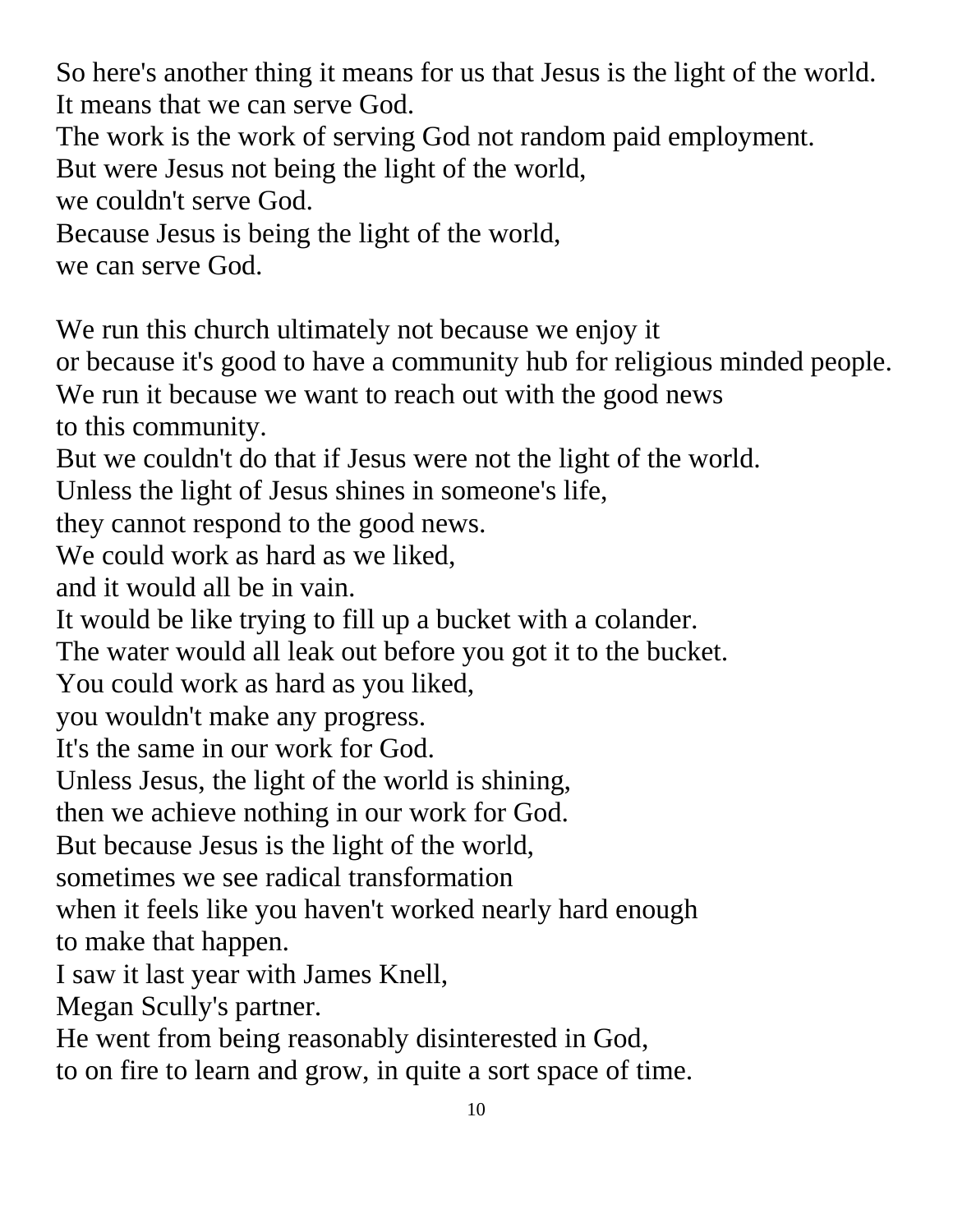So here's another thing it means for us that Jesus is the light of the world.
It means that we can serve God.
The work is the work of serving God not random paid employment.
But were Jesus not being the light of the world,
we couldn't serve God.
Because Jesus is being the light of the world,
we can serve God.

We run this church ultimately not because we enjoy it
or because it's good to have a community hub for religious minded people.
We run it because we want to reach out with the good news
to this community.
But we couldn't do that if Jesus were not the light of the world.
Unless the light of Jesus shines in someone's life,
they cannot respond to the good news.
We could work as hard as we liked,
and it would all be in vain.
It would be like trying to fill up a bucket with a colander.
The water would all leak out before you got it to the bucket.
You could work as hard as you liked,
you wouldn't make any progress.
It's the same in our work for God.
Unless Jesus, the light of the world is shining,
then we achieve nothing in our work for God.
But because Jesus is the light of the world,
sometimes we see radical transformation
when it feels like you haven't worked nearly hard enough
to make that happen.
I saw it last year with James Knell,
Megan Scully's partner.
He went from being reasonably disinterested in God,
to on fire to learn and grow, in quite a sort space of time.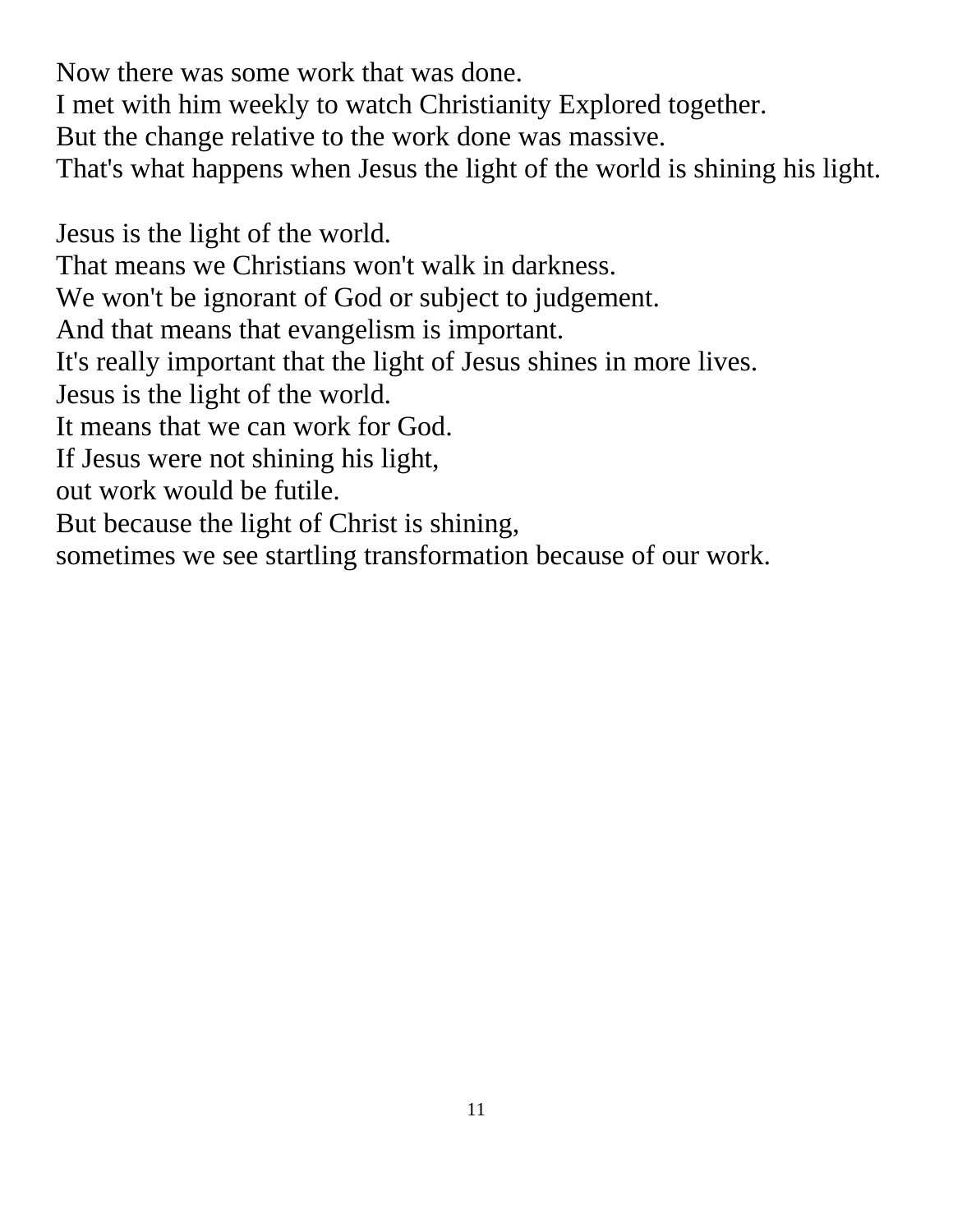Now there was some work that was done.
I met with him weekly to watch Christianity Explored together.
But the change relative to the work done was massive.
That's what happens when Jesus the light of the world is shining his light.

Jesus is the light of the world.
That means we Christians won't walk in darkness.
We won't be ignorant of God or subject to judgement.
And that means that evangelism is important.
It's really important that the light of Jesus shines in more lives.
Jesus is the light of the world.
It means that we can work for God.
If Jesus were not shining his light,
out work would be futile.
But because the light of Christ is shining,
sometimes we see startling transformation because of our work.